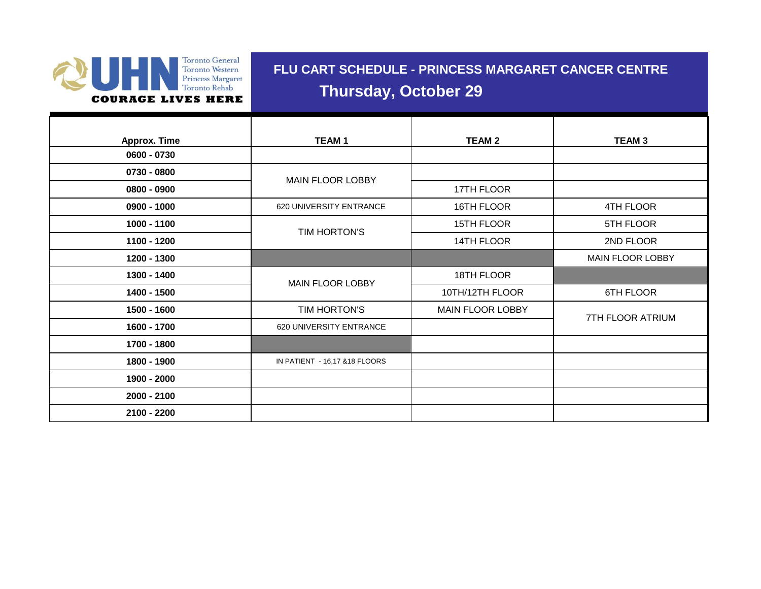UHN
Toronto General
Toronto Western
Princess Margaret
Toronto Rehab
COURAGE LIVES HERE

# FLU CART SCHEDULE - PRINCESS MARGARET CANCER CENTRE

## Thursday, October 29

| Approx. Time | TEAM 1 | TEAM 2 | TEAM 3 |
|---|---|---|---|
| 0600 - 0730 | | | |
| 0730 - 0800 | MAIN FLOOR LOBBY | | |
| 0800 - 0900 | MAIN FLOOR LOBBY | 17TH FLOOR | |
| 0900 - 1000 | 620 UNIVERSITY ENTRANCE | 16TH FLOOR | 4TH FLOOR |
| 1000 - 1100 | TIM HORTON'S | 15TH FLOOR | 5TH FLOOR |
| 1100 - 1200 | TIM HORTON'S | 14TH FLOOR | 2ND FLOOR |
| 1200 - 1300 | | | MAIN FLOOR LOBBY |
| 1300 - 1400 | MAIN FLOOR LOBBY | 18TH FLOOR | |
| 1400 - 1500 | MAIN FLOOR LOBBY | 10TH/12TH FLOOR | 6TH FLOOR |
| 1500 - 1600 | TIM HORTON'S | MAIN FLOOR LOBBY | 7TH FLOOR ATRIUM |
| 1600 - 1700 | 620 UNIVERSITY ENTRANCE | | 7TH FLOOR ATRIUM |
| 1700 - 1800 | | | |
| 1800 - 1900 | IN PATIENT - 16,17 &18 FLOORS | | |
| 1900 - 2000 | | | |
| 2000 - 2100 | | | |
| 2100 - 2200 | | | |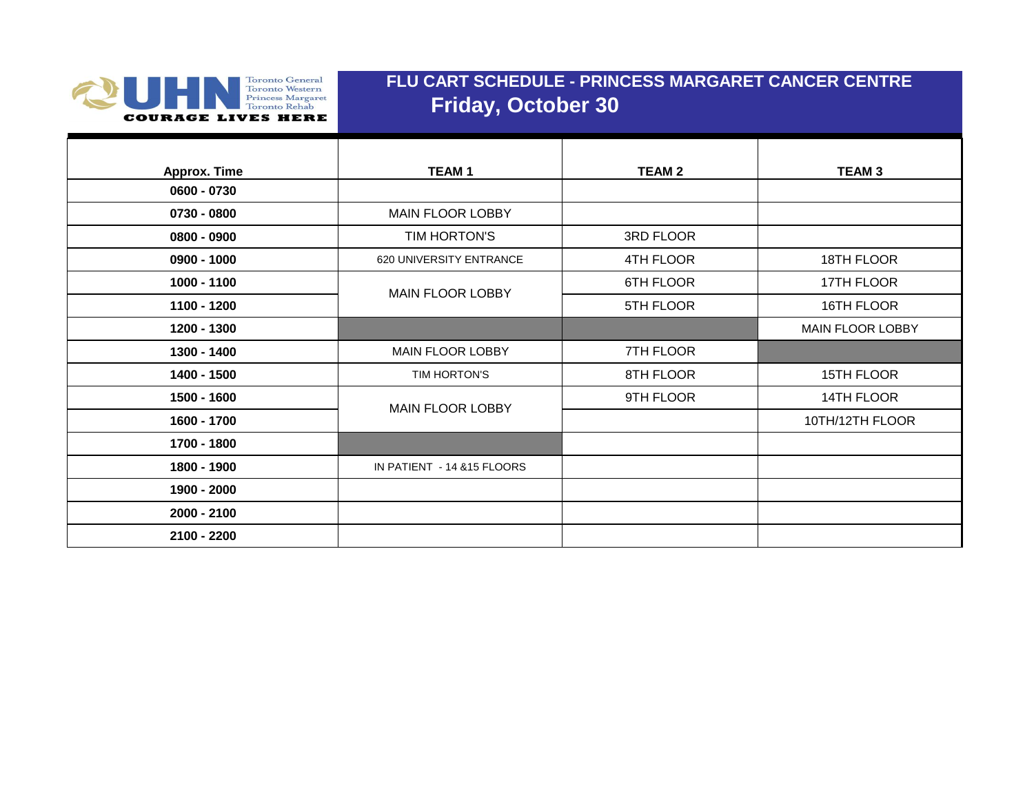UHN — Toronto General, Toronto Western, Princess Margaret, Toronto Rehab — COURAGE LIVES HERE

# FLU CART SCHEDULE - PRINCESS MARGARET CANCER CENTRE

## Friday, October 30

| Approx. Time | TEAM 1 | TEAM 2 | TEAM 3 |
|---|---|---|---|
| 0600 - 0730 | | | |
| 0730 - 0800 | MAIN FLOOR LOBBY | | |
| 0800 - 0900 | TIM HORTON'S | 3RD FLOOR | |
| 0900 - 1000 | 620 UNIVERSITY ENTRANCE | 4TH FLOOR | 18TH FLOOR |
| 1000 - 1100 | MAIN FLOOR LOBBY | 6TH FLOOR | 17TH FLOOR |
| 1100 - 1200 | | 5TH FLOOR | 16TH FLOOR |
| 1200 - 1300 | | | MAIN FLOOR LOBBY |
| 1300 - 1400 | MAIN FLOOR LOBBY | 7TH FLOOR | |
| 1400 - 1500 | TIM HORTON'S | 8TH FLOOR | 15TH FLOOR |
| 1500 - 1600 | MAIN FLOOR LOBBY | 9TH FLOOR | 14TH FLOOR |
| 1600 - 1700 | | | 10TH/12TH FLOOR |
| 1700 - 1800 | | | |
| 1800 - 1900 | IN PATIENT - 14 &15 FLOORS | | |
| 1900 - 2000 | | | |
| 2000 - 2100 | | | |
| 2100 - 2200 | | | |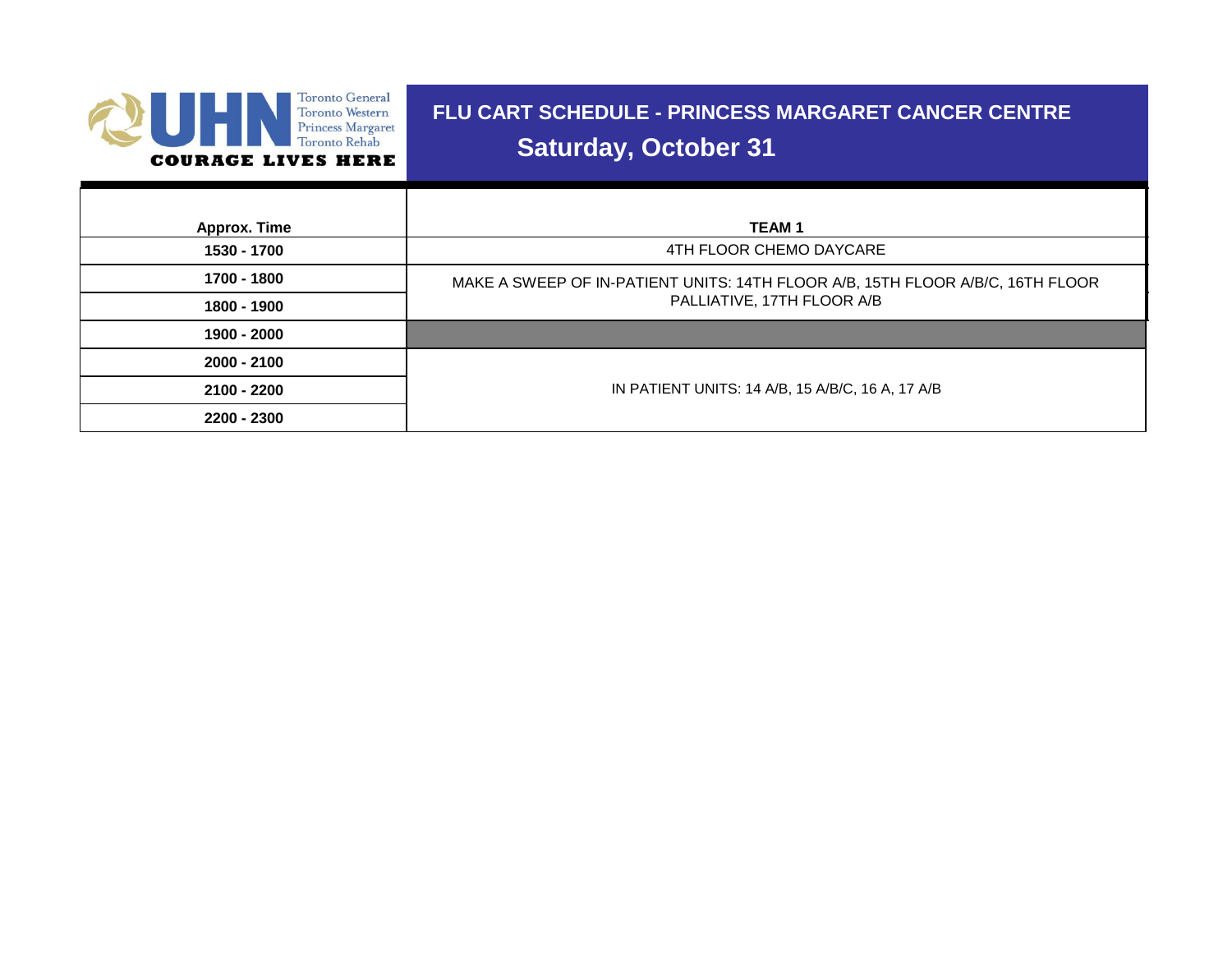Toronto General
Toronto Western
Princess Margaret
Toronto Rehab

COURAGE LIVES HERE

# FLU CART SCHEDULE - PRINCESS MARGARET CANCER CENTRE

## Saturday, October 31

| Approx. Time | TEAM 1 |
|---|---|
| 1530 - 1700 | 4TH FLOOR CHEMO DAYCARE |
| 1700 - 1800 | MAKE A SWEEP OF IN-PATIENT UNITS: 14TH FLOOR A/B, 15TH FLOOR A/B/C, 16TH FLOOR PALLIATIVE, 17TH FLOOR A/B |
| 1800 - 1900 | |
| 1900 - 2000 | |
| 2000 - 2100 | IN PATIENT UNITS: 14 A/B, 15 A/B/C, 16 A, 17 A/B |
| 2100 - 2200 | |
| 2200 - 2300 | |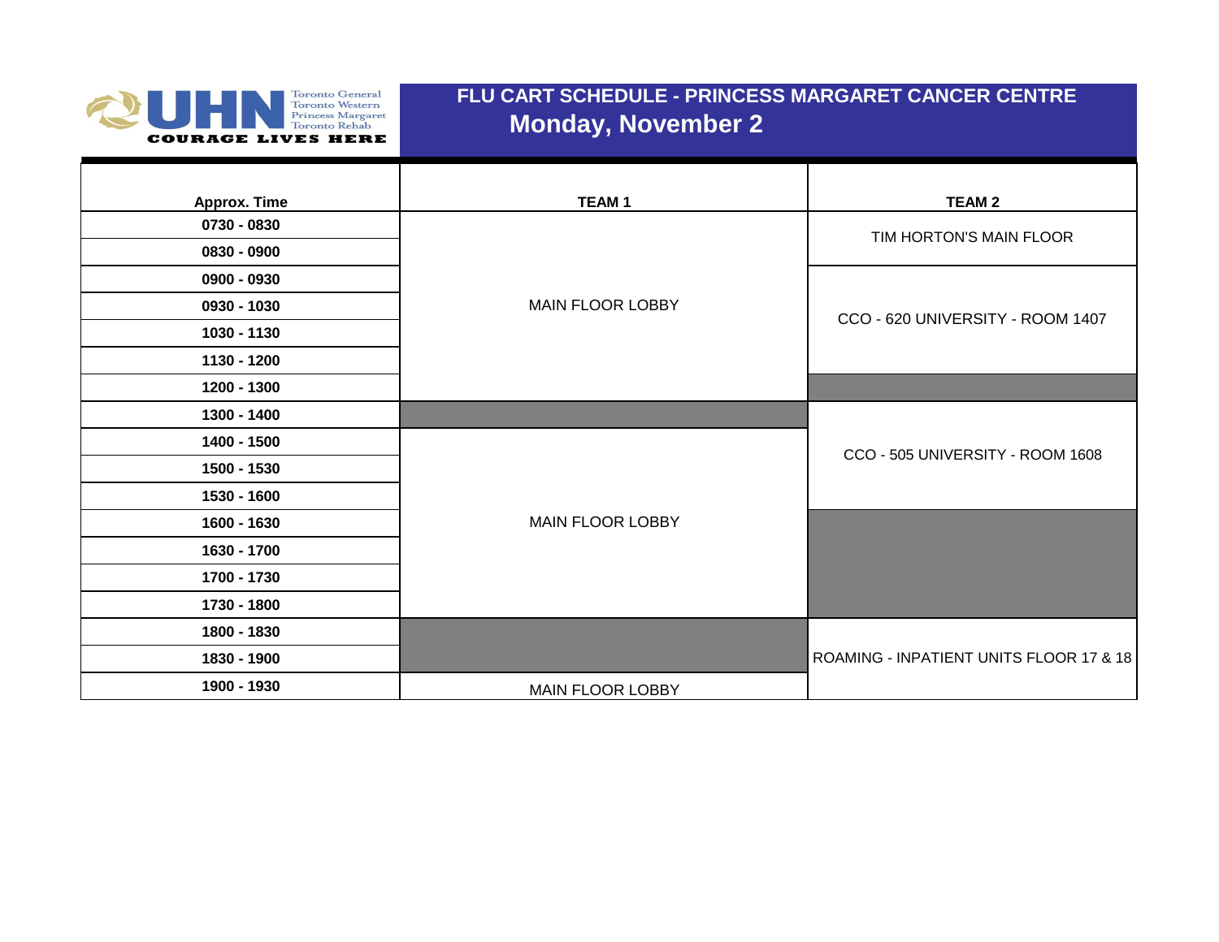# FLU CART SCHEDULE - PRINCESS MARGARET CANCER CENTRE

## Monday, November 2

| Approx. Time | TEAM 1 | TEAM 2 |
|---|---|---|
| 0730 - 0830 | MAIN FLOOR LOBBY | TIM HORTON'S MAIN FLOOR |
| 0830 - 0900 | | |
| 0900 - 0930 | | CCO - 620 UNIVERSITY - ROOM 1407 |
| 0930 - 1030 | | |
| 1030 - 1130 | | |
| 1130 - 1200 | | |
| 1200 - 1300 | | |
| 1300 - 1400 | | CCO - 505 UNIVERSITY - ROOM 1608 |
| 1400 - 1500 | MAIN FLOOR LOBBY | |
| 1500 - 1530 | | |
| 1530 - 1600 | | |
| 1600 - 1630 | | |
| 1630 - 1700 | | |
| 1700 - 1730 | | |
| 1730 - 1800 | | |
| 1800 - 1830 | | ROAMING - INPATIENT UNITS FLOOR 17 & 18 |
| 1830 - 1900 | | |
| 1900 - 1930 | MAIN FLOOR LOBBY | |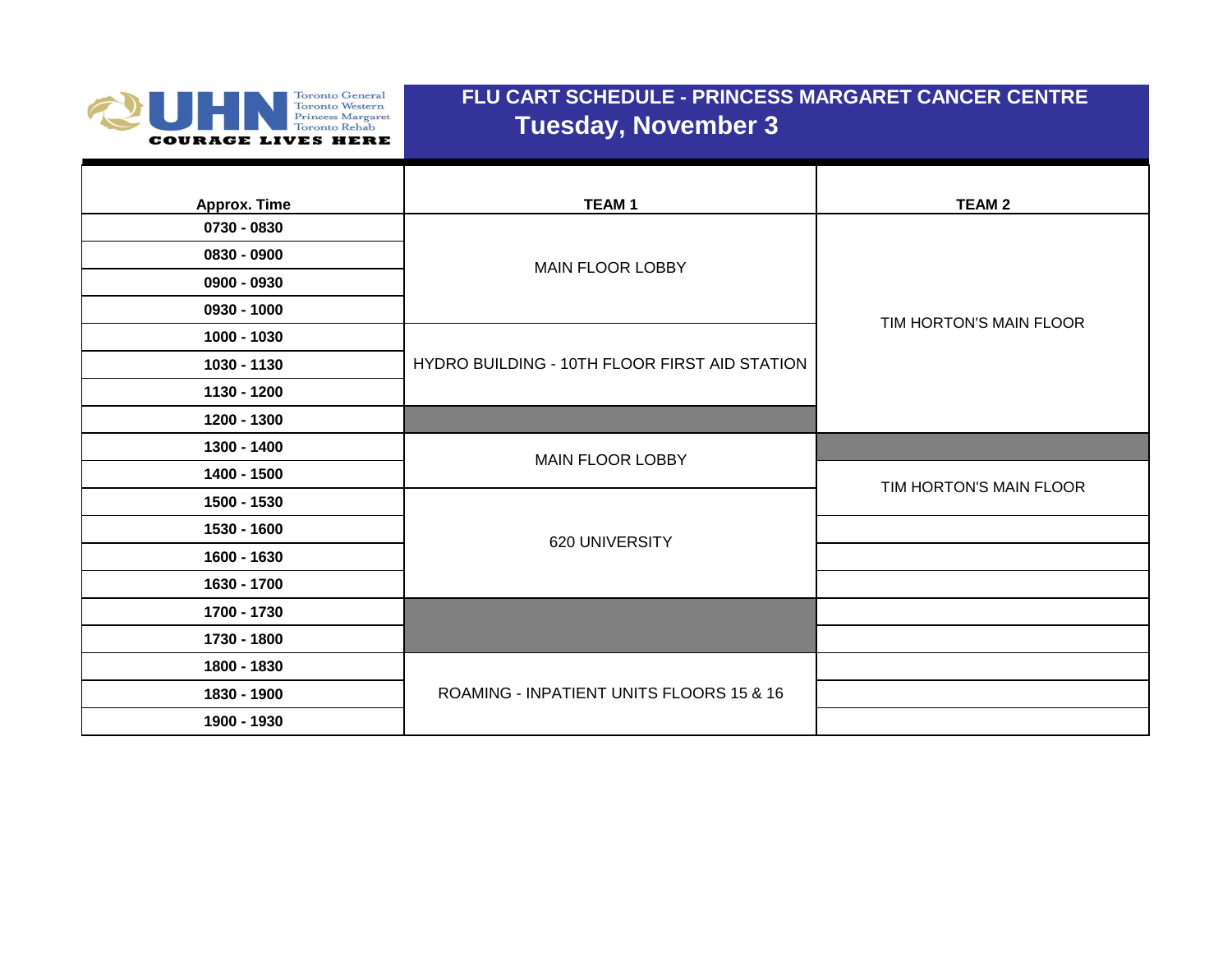UHN — Toronto General, Toronto Western, Princess Margaret, Toronto Rehab — COURAGE LIVES HERE

# FLU CART SCHEDULE - PRINCESS MARGARET CANCER CENTRE
## Tuesday, November 3

| Approx. Time | TEAM 1 | TEAM 2 |
|---|---|---|
| 0730 - 0830 | MAIN FLOOR LOBBY | TIM HORTON'S MAIN FLOOR |
| 0830 - 0900 | | |
| 0900 - 0930 | | |
| 0930 - 1000 | | |
| 1000 - 1030 | HYDRO BUILDING - 10TH FLOOR FIRST AID STATION | |
| 1030 - 1130 | | |
| 1130 - 1200 | | |
| 1200 - 1300 | | |
| 1300 - 1400 | MAIN FLOOR LOBBY | |
| 1400 - 1500 | | TIM HORTON'S MAIN FLOOR |
| 1500 - 1530 | 620 UNIVERSITY | |
| 1530 - 1600 | | |
| 1600 - 1630 | | |
| 1630 - 1700 | | |
| 1700 - 1730 | | |
| 1730 - 1800 | | |
| 1800 - 1830 | ROAMING - INPATIENT UNITS FLOORS 15 & 16 | |
| 1830 - 1900 | | |
| 1900 - 1930 | | |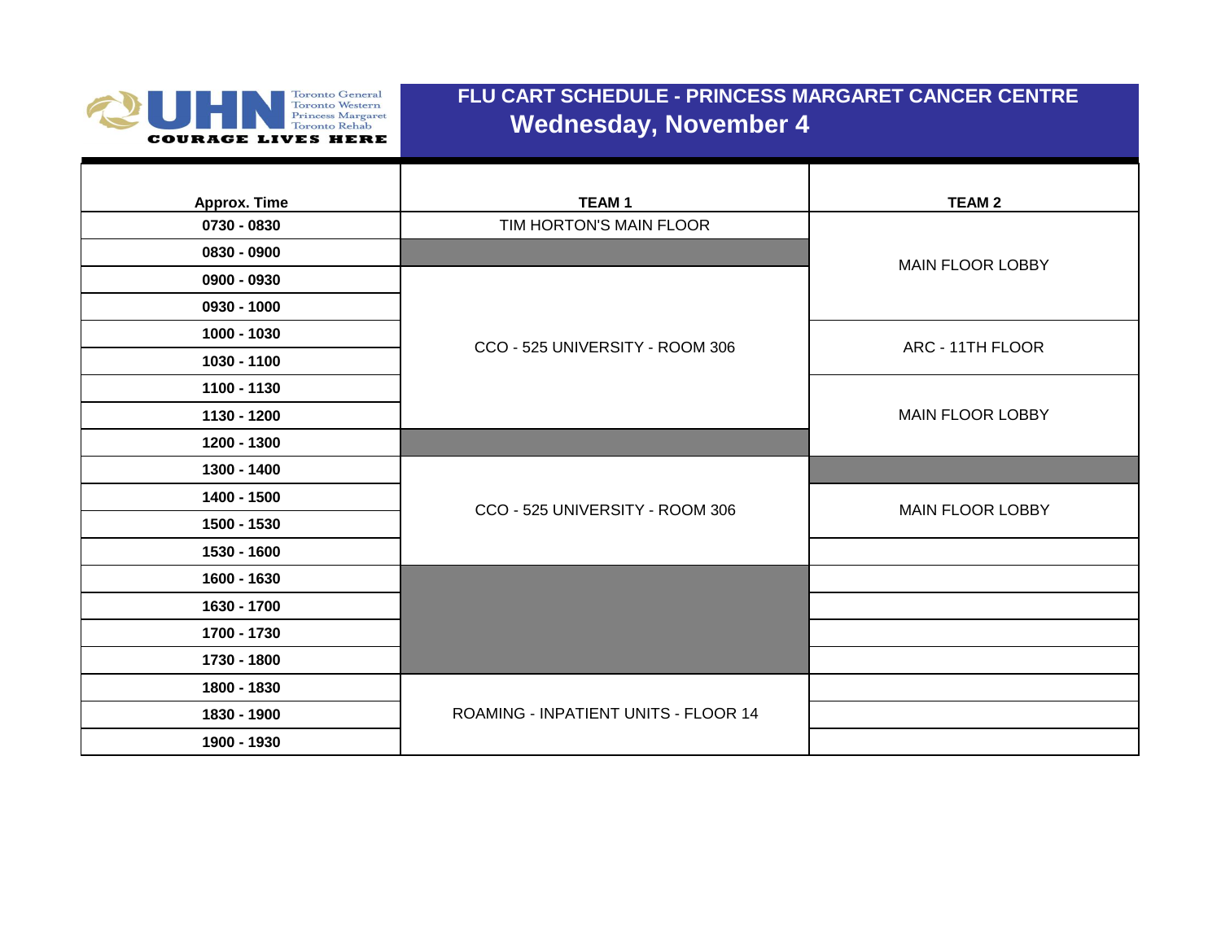# FLU CART SCHEDULE - PRINCESS MARGARET CANCER CENTRE

## Wednesday, November 4

| Approx. Time | TEAM 1 | TEAM 2 |
|---|---|---|
| 0730 - 0830 | TIM HORTON'S MAIN FLOOR | MAIN FLOOR LOBBY |
| 0830 - 0900 | | MAIN FLOOR LOBBY |
| 0900 - 0930 | CCO - 525 UNIVERSITY - ROOM 306 | MAIN FLOOR LOBBY |
| 0930 - 1000 | CCO - 525 UNIVERSITY - ROOM 306 | MAIN FLOOR LOBBY |
| 1000 - 1030 | CCO - 525 UNIVERSITY - ROOM 306 | ARC - 11TH FLOOR |
| 1030 - 1100 | CCO - 525 UNIVERSITY - ROOM 306 | ARC - 11TH FLOOR |
| 1100 - 1130 | CCO - 525 UNIVERSITY - ROOM 306 | MAIN FLOOR LOBBY |
| 1130 - 1200 | CCO - 525 UNIVERSITY - ROOM 306 | MAIN FLOOR LOBBY |
| 1200 - 1300 | | MAIN FLOOR LOBBY |
| 1300 - 1400 | CCO - 525 UNIVERSITY - ROOM 306 | |
| 1400 - 1500 | CCO - 525 UNIVERSITY - ROOM 306 | MAIN FLOOR LOBBY |
| 1500 - 1530 | CCO - 525 UNIVERSITY - ROOM 306 | MAIN FLOOR LOBBY |
| 1530 - 1600 | CCO - 525 UNIVERSITY - ROOM 306 | |
| 1600 - 1630 | | |
| 1630 - 1700 | | |
| 1700 - 1730 | | |
| 1730 - 1800 | | |
| 1800 - 1830 | ROAMING - INPATIENT UNITS - FLOOR 14 | |
| 1830 - 1900 | ROAMING - INPATIENT UNITS - FLOOR 14 | |
| 1900 - 1930 | ROAMING - INPATIENT UNITS - FLOOR 14 | |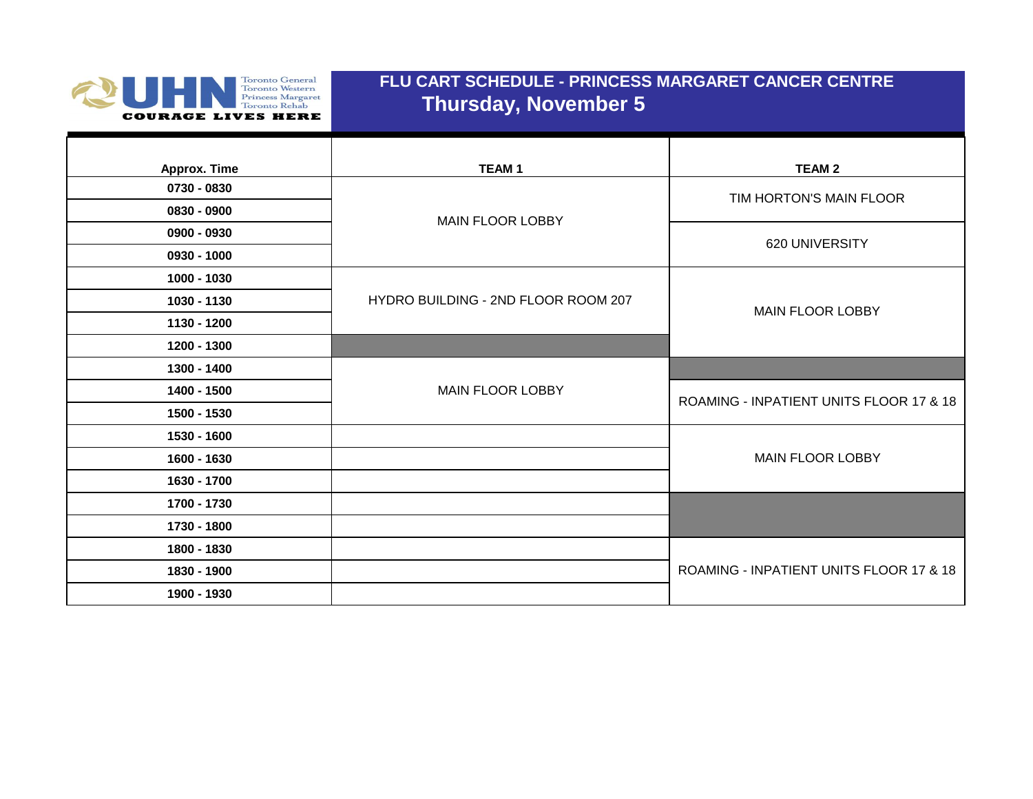## FLU CART SCHEDULE - PRINCESS MARGARET CANCER CENTRE

## Thursday, November 5

| Approx. Time | TEAM 1 | TEAM 2 |
|---|---|---|
| 0730 - 0830 | MAIN FLOOR LOBBY | TIM HORTON'S MAIN FLOOR |
| 0830 - 0900 | MAIN FLOOR LOBBY | TIM HORTON'S MAIN FLOOR |
| 0900 - 0930 | MAIN FLOOR LOBBY | 620 UNIVERSITY |
| 0930 - 1000 | MAIN FLOOR LOBBY | 620 UNIVERSITY |
| 1000 - 1030 | HYDRO BUILDING - 2ND FLOOR ROOM 207 | MAIN FLOOR LOBBY |
| 1030 - 1130 | HYDRO BUILDING - 2ND FLOOR ROOM 207 | MAIN FLOOR LOBBY |
| 1130 - 1200 | HYDRO BUILDING - 2ND FLOOR ROOM 207 | MAIN FLOOR LOBBY |
| 1200 - 1300 | | MAIN FLOOR LOBBY |
| 1300 - 1400 | MAIN FLOOR LOBBY | |
| 1400 - 1500 | MAIN FLOOR LOBBY | ROAMING - INPATIENT UNITS FLOOR 17 & 18 |
| 1500 - 1530 | MAIN FLOOR LOBBY | ROAMING - INPATIENT UNITS FLOOR 17 & 18 |
| 1530 - 1600 | | MAIN FLOOR LOBBY |
| 1600 - 1630 | | MAIN FLOOR LOBBY |
| 1630 - 1700 | | MAIN FLOOR LOBBY |
| 1700 - 1730 | | |
| 1730 - 1800 | | |
| 1800 - 1830 | | ROAMING - INPATIENT UNITS FLOOR 17 & 18 |
| 1830 - 1900 | | ROAMING - INPATIENT UNITS FLOOR 17 & 18 |
| 1900 - 1930 | | ROAMING - INPATIENT UNITS FLOOR 17 & 18 |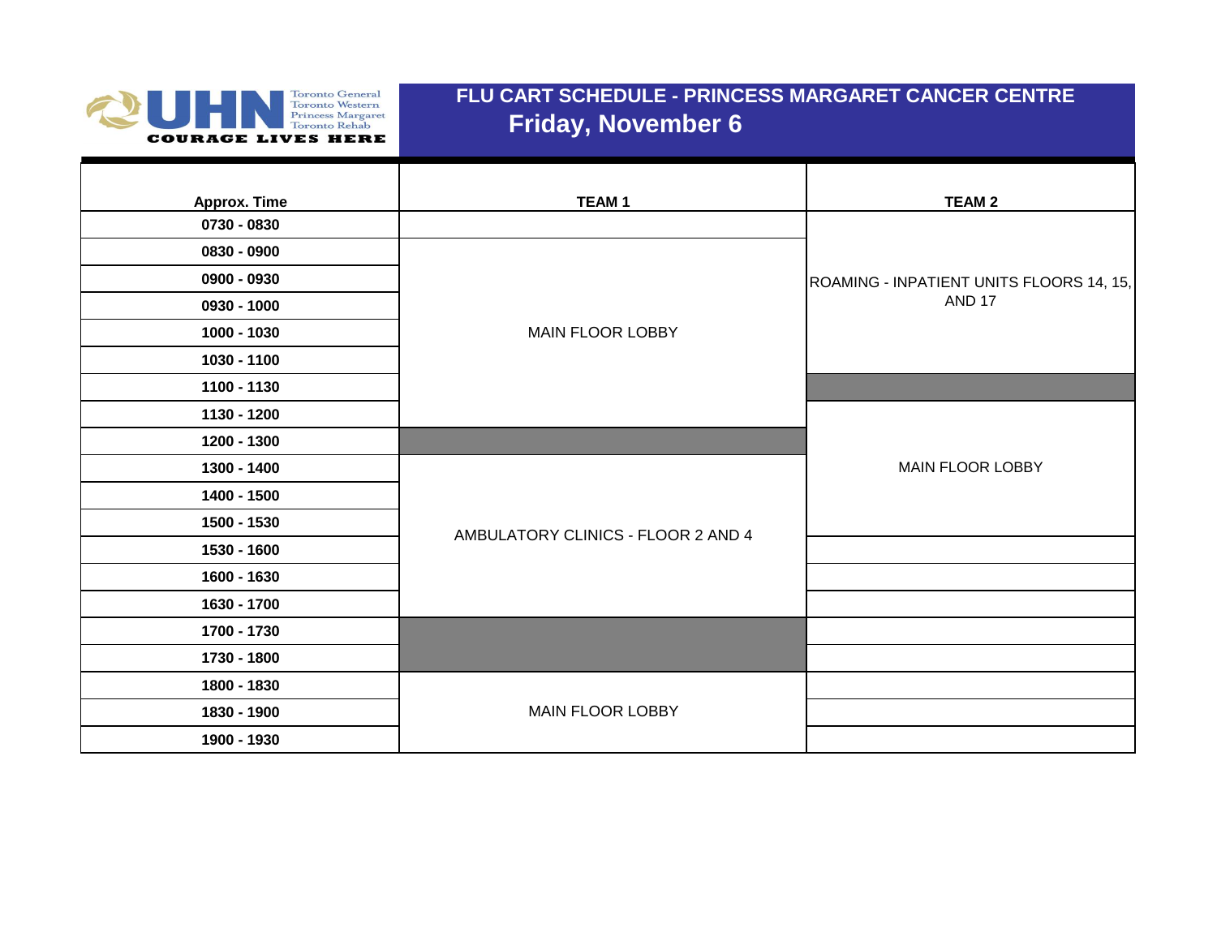# FLU CART SCHEDULE - PRINCESS MARGARET CANCER CENTRE

## Friday, November 6

| Approx. Time | TEAM 1 | TEAM 2 |
|---|---|---|
| 0730 - 0830 | | ROAMING - INPATIENT UNITS FLOORS 14, 15, AND 17 |
| 0830 - 0900 | MAIN FLOOR LOBBY | ROAMING - INPATIENT UNITS FLOORS 14, 15, AND 17 |
| 0900 - 0930 | MAIN FLOOR LOBBY | ROAMING - INPATIENT UNITS FLOORS 14, 15, AND 17 |
| 0930 - 1000 | MAIN FLOOR LOBBY | ROAMING - INPATIENT UNITS FLOORS 14, 15, AND 17 |
| 1000 - 1030 | MAIN FLOOR LOBBY | ROAMING - INPATIENT UNITS FLOORS 14, 15, AND 17 |
| 1030 - 1100 | MAIN FLOOR LOBBY | ROAMING - INPATIENT UNITS FLOORS 14, 15, AND 17 |
| 1100 - 1130 | MAIN FLOOR LOBBY | |
| 1130 - 1200 | MAIN FLOOR LOBBY | MAIN FLOOR LOBBY |
| 1200 - 1300 | | MAIN FLOOR LOBBY |
| 1300 - 1400 | AMBULATORY CLINICS - FLOOR 2 AND 4 | MAIN FLOOR LOBBY |
| 1400 - 1500 | AMBULATORY CLINICS - FLOOR 2 AND 4 | MAIN FLOOR LOBBY |
| 1500 - 1530 | AMBULATORY CLINICS - FLOOR 2 AND 4 | MAIN FLOOR LOBBY |
| 1530 - 1600 | AMBULATORY CLINICS - FLOOR 2 AND 4 | |
| 1600 - 1630 | AMBULATORY CLINICS - FLOOR 2 AND 4 | |
| 1630 - 1700 | AMBULATORY CLINICS - FLOOR 2 AND 4 | |
| 1700 - 1730 | | |
| 1730 - 1800 | | |
| 1800 - 1830 | MAIN FLOOR LOBBY | |
| 1830 - 1900 | MAIN FLOOR LOBBY | |
| 1900 - 1930 | MAIN FLOOR LOBBY | |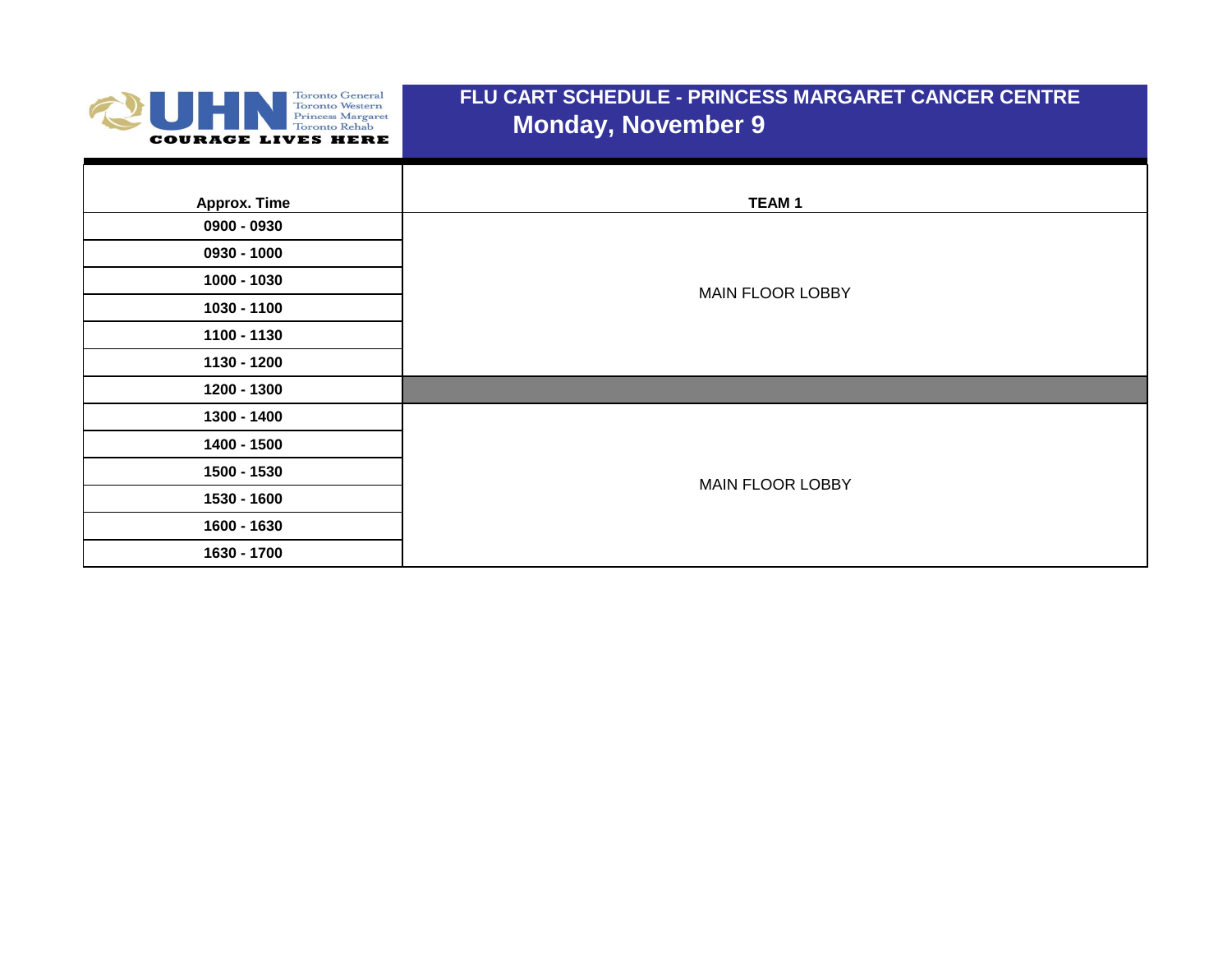UHN Toronto General Toronto Western Princess Margaret Toronto Rehab COURAGE LIVES HERE

# FLU CART SCHEDULE - PRINCESS MARGARET CANCER CENTRE

## Monday, November 9

| Approx. Time | TEAM 1 |
|---|---|
| 0900 - 0930 | MAIN FLOOR LOBBY |
| 0930 - 1000 | |
| 1000 - 1030 | |
| 1030 - 1100 | |
| 1100 - 1130 | |
| 1130 - 1200 | |
| 1200 - 1300 | |
| 1300 - 1400 | MAIN FLOOR LOBBY |
| 1400 - 1500 | |
| 1500 - 1530 | |
| 1530 - 1600 | |
| 1600 - 1630 | |
| 1630 - 1700 | |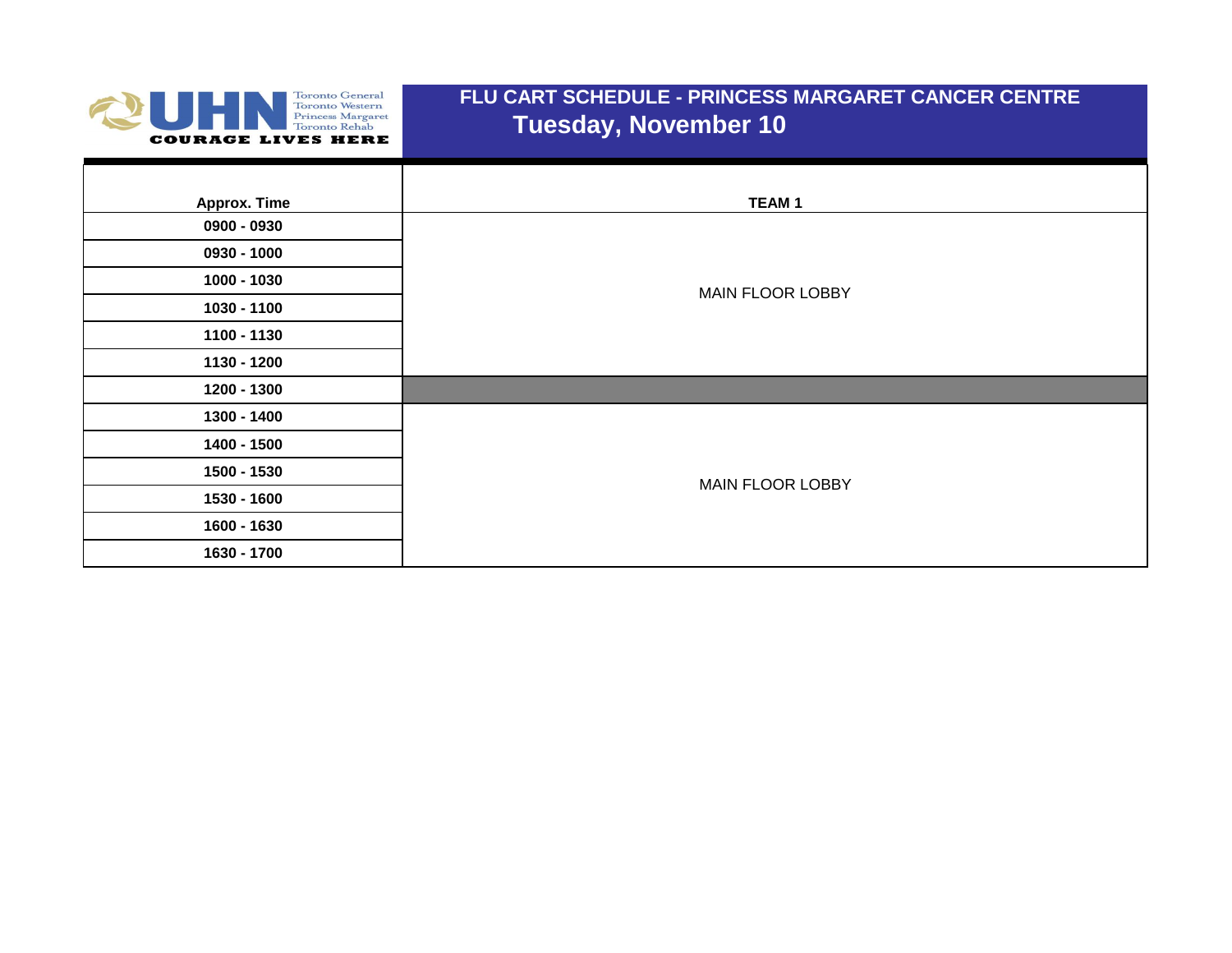UHN
Toronto General
Toronto Western
Princess Margaret
Toronto Rehab
COURAGE LIVES HERE

# FLU CART SCHEDULE - PRINCESS MARGARET CANCER CENTRE

## Tuesday, November 10

| Approx. Time | TEAM 1 |
|---|---|
| 0900 - 0930 | MAIN FLOOR LOBBY |
| 0930 - 1000 | |
| 1000 - 1030 | |
| 1030 - 1100 | |
| 1100 - 1130 | |
| 1130 - 1200 | |
| 1200 - 1300 | |
| 1300 - 1400 | MAIN FLOOR LOBBY |
| 1400 - 1500 | |
| 1500 - 1530 | |
| 1530 - 1600 | |
| 1600 - 1630 | |
| 1630 - 1700 | |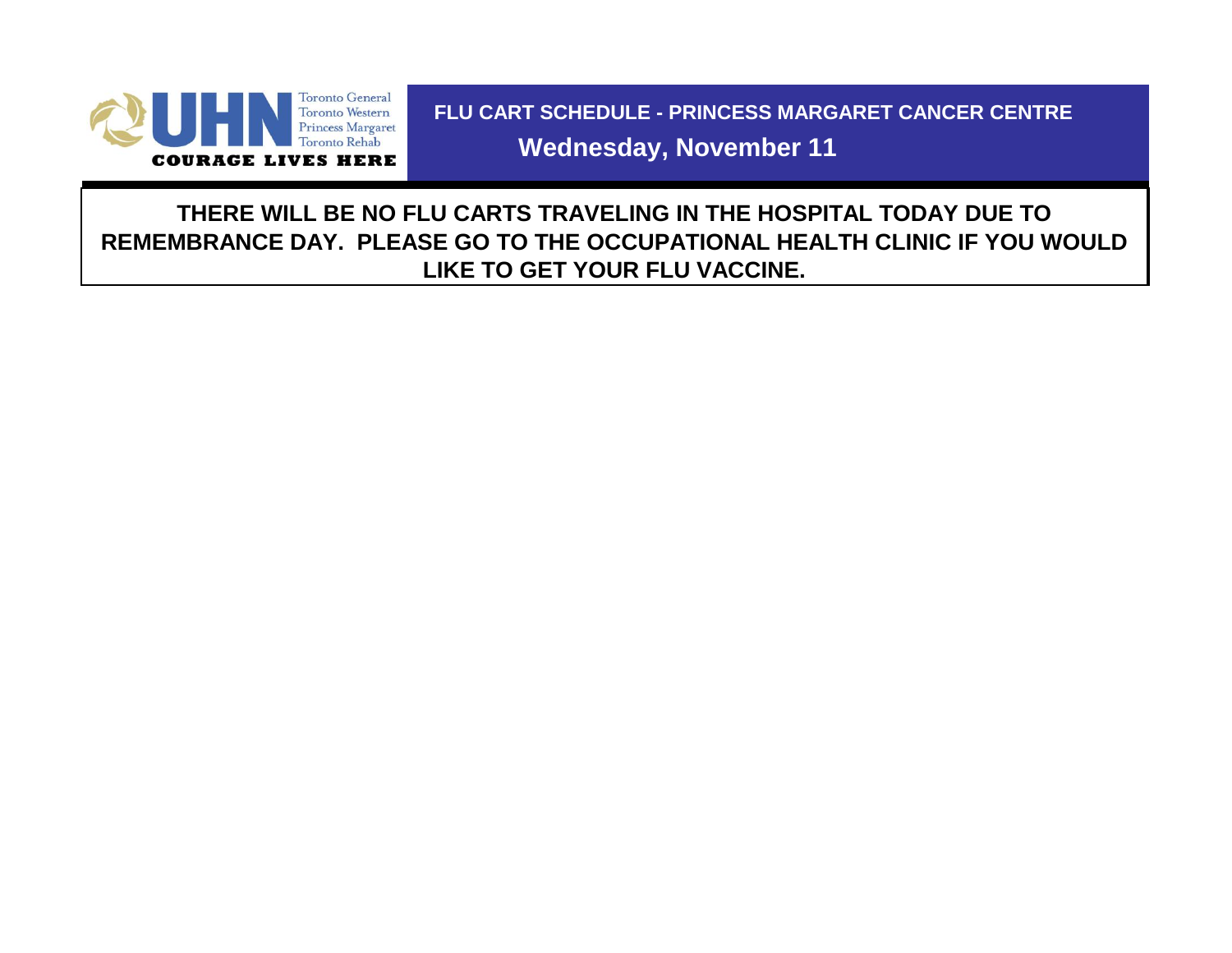Toronto General
Toronto Western
Princess Margaret
Toronto Rehab

**COURAGE LIVES HERE**

# FLU CART SCHEDULE - PRINCESS MARGARET CANCER CENTRE

## Wednesday, November 11

**THERE WILL BE NO FLU CARTS TRAVELING IN THE HOSPITAL TODAY DUE TO REMEMBRANCE DAY. PLEASE GO TO THE OCCUPATIONAL HEALTH CLINIC IF YOU WOULD LIKE TO GET YOUR FLU VACCINE.**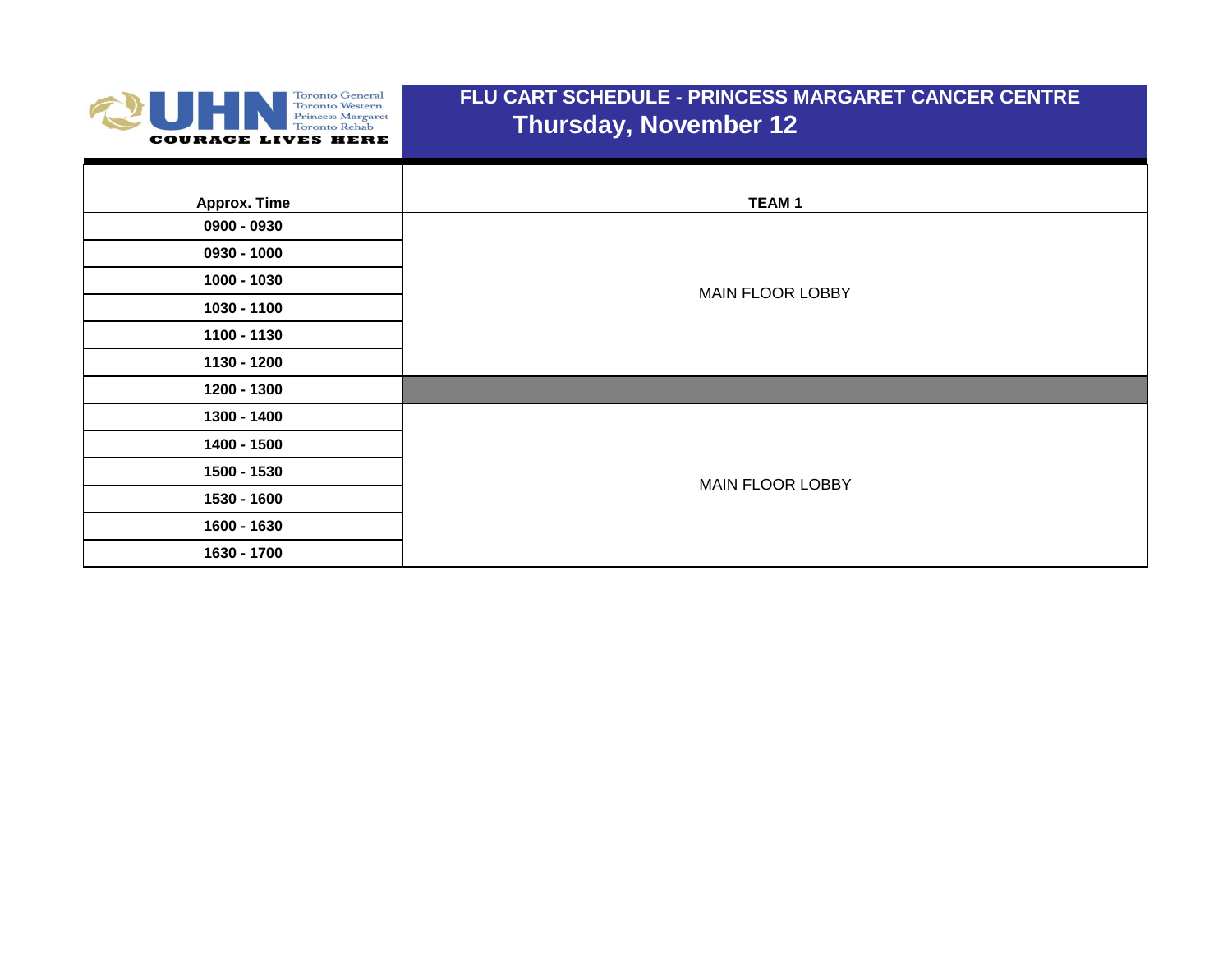UHN — Toronto General, Toronto Western, Princess Margaret, Toronto Rehab — COURAGE LIVES HERE

# FLU CART SCHEDULE - PRINCESS MARGARET CANCER CENTRE
## Thursday, November 12

| Approx. Time | TEAM 1 |
|---|---|
| 0900 - 0930 | MAIN FLOOR LOBBY |
| 0930 - 1000 | |
| 1000 - 1030 | |
| 1030 - 1100 | |
| 1100 - 1130 | |
| 1130 - 1200 | |
| 1200 - 1300 | |
| 1300 - 1400 | MAIN FLOOR LOBBY |
| 1400 - 1500 | |
| 1500 - 1530 | |
| 1530 - 1600 | |
| 1600 - 1630 | |
| 1630 - 1700 | |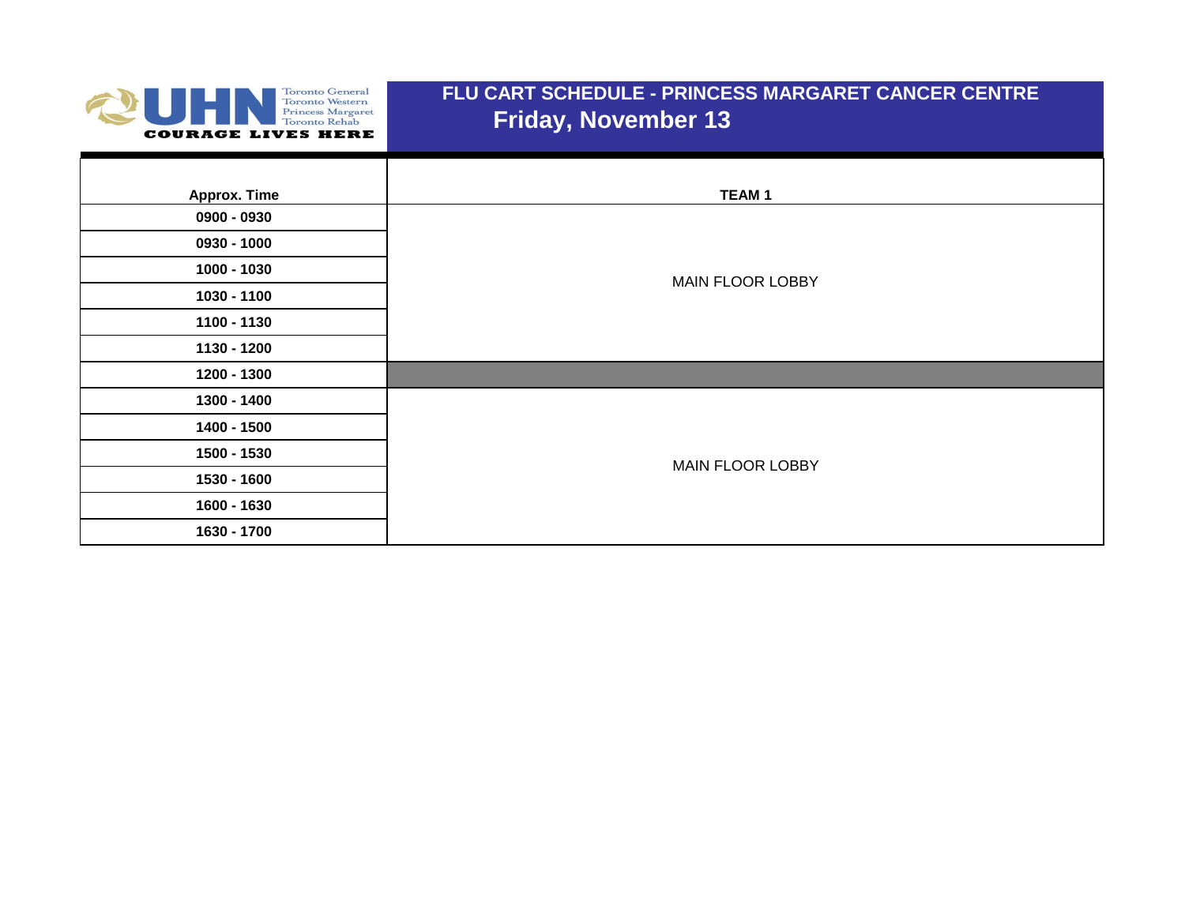Toronto General
Toronto Western
Princess Margaret
Toronto Rehab

COURAGE LIVES HERE

# FLU CART SCHEDULE - PRINCESS MARGARET CANCER CENTRE

## Friday, November 13

| Approx. Time | TEAM 1 |
| --- | --- |
| 0900 - 0930 | MAIN FLOOR LOBBY |
| 0930 - 1000 | |
| 1000 - 1030 | |
| 1030 - 1100 | |
| 1100 - 1130 | |
| 1130 - 1200 | |
| 1200 - 1300 | |
| 1300 - 1400 | MAIN FLOOR LOBBY |
| 1400 - 1500 | |
| 1500 - 1530 | |
| 1530 - 1600 | |
| 1600 - 1630 | |
| 1630 - 1700 | |